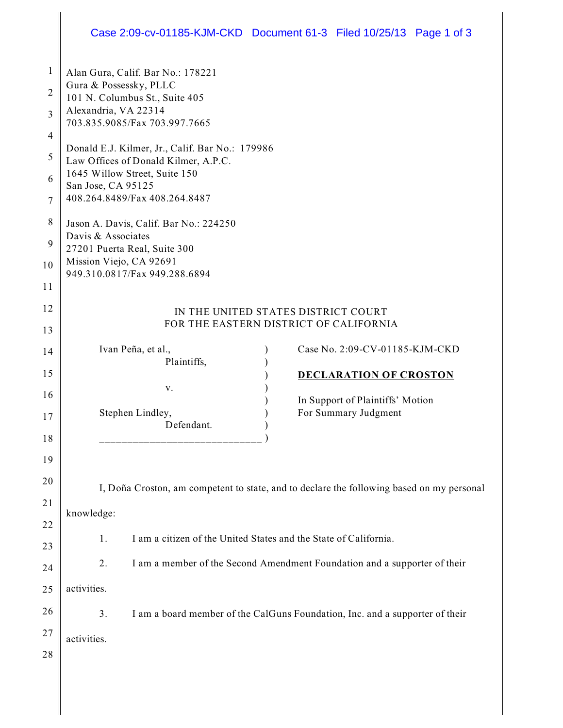Alan Gura, Calif. Bar No.: 178221
Gura & Possessky, PLLC
101 N. Columbus St., Suite 405
Alexandria, VA 22314
703.835.9085/Fax 703.997.7665

Donald E.J. Kilmer, Jr., Calif. Bar No.: 179986
Law Offices of Donald Kilmer, A.P.C.
1645 Willow Street, Suite 150
San Jose, CA 95125
408.264.8489/Fax 408.264.8487

Jason A. Davis, Calif. Bar No.: 224250
Davis & Associates
27201 Puerta Real, Suite 300
Mission Viejo, CA 92691
949.310.0817/Fax 949.288.6894

IN THE UNITED STATES DISTRICT COURT
FOR THE EASTERN DISTRICT OF CALIFORNIA

| | |
|---|---|
| Ivan Peña, et al.,<br>Plaintiffs,<br><br>v.<br><br>Stephen Lindley,<br>Defendant. | Case No. 2:09-CV-01185-KJM-CKD<br><br>**DECLARATION OF CROSTON**<br><br>In Support of Plaintiffs' Motion For Summary Judgment |

I, Doña Croston, am competent to state, and to declare the following based on my personal knowledge:

1. I am a citizen of the United States and the State of California.

2. I am a member of the Second Amendment Foundation and a supporter of their activities.

3. I am a board member of the CalGuns Foundation, Inc. and a supporter of their activities.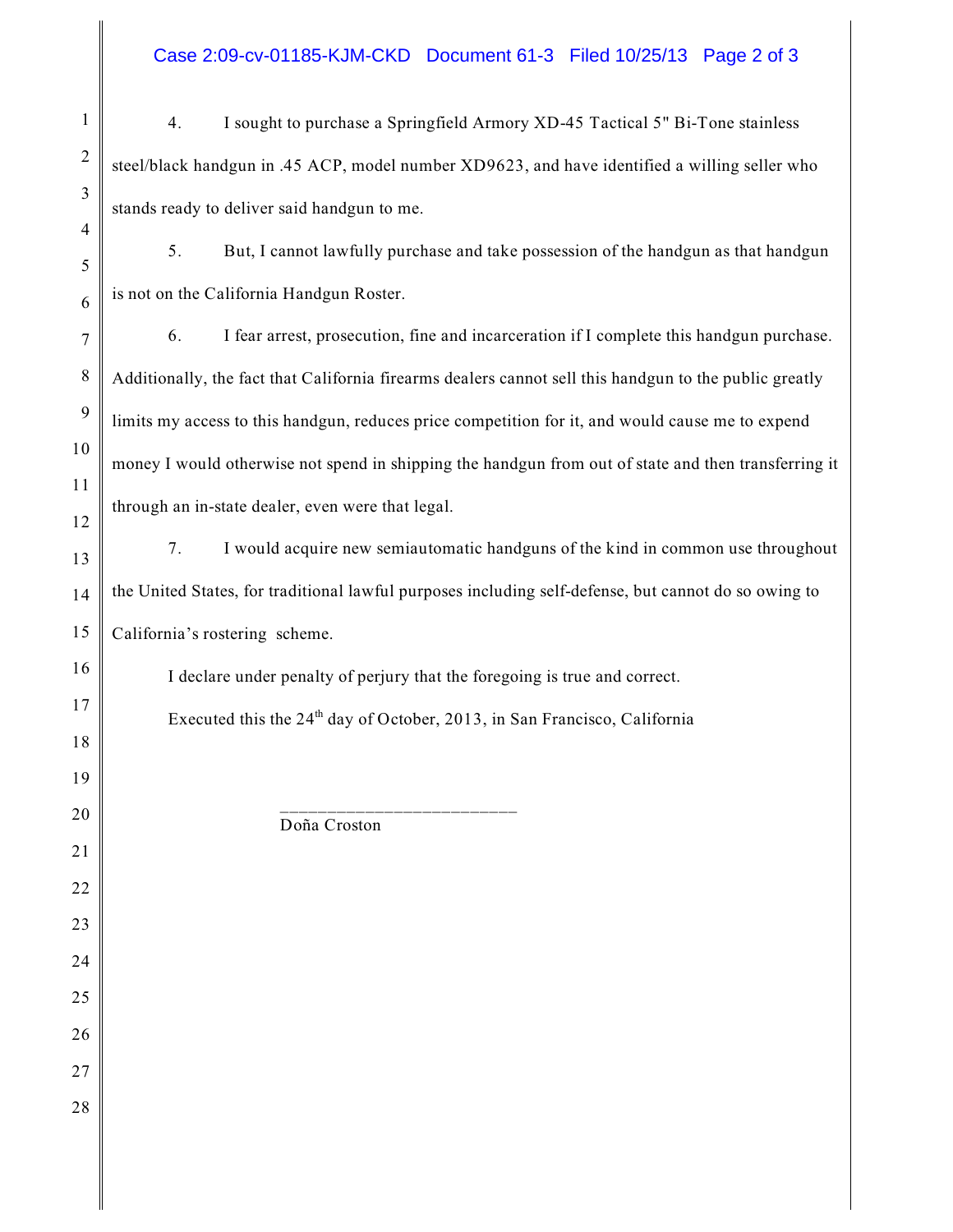4. I sought to purchase a Springfield Armory XD-45 Tactical 5" Bi-Tone stainless steel/black handgun in .45 ACP, model number XD9623, and have identified a willing seller who stands ready to deliver said handgun to me.

5. But, I cannot lawfully purchase and take possession of the handgun as that handgun is not on the California Handgun Roster.

6. I fear arrest, prosecution, fine and incarceration if I complete this handgun purchase. Additionally, the fact that California firearms dealers cannot sell this handgun to the public greatly limits my access to this handgun, reduces price competition for it, and would cause me to expend money I would otherwise not spend in shipping the handgun from out of state and then transferring it through an in-state dealer, even were that legal.

7. I would acquire new semiautomatic handguns of the kind in common use throughout the United States, for traditional lawful purposes including self-defense, but cannot do so owing to California's rostering scheme.

I declare under penalty of perjury that the foregoing is true and correct.

Executed this the 24th day of October, 2013, in San Francisco, California

\_\_\_\_\_\_\_\_\_\_\_\_\_\_\_\_\_\_\_\_\_\_\_\_\_\_
Doña Croston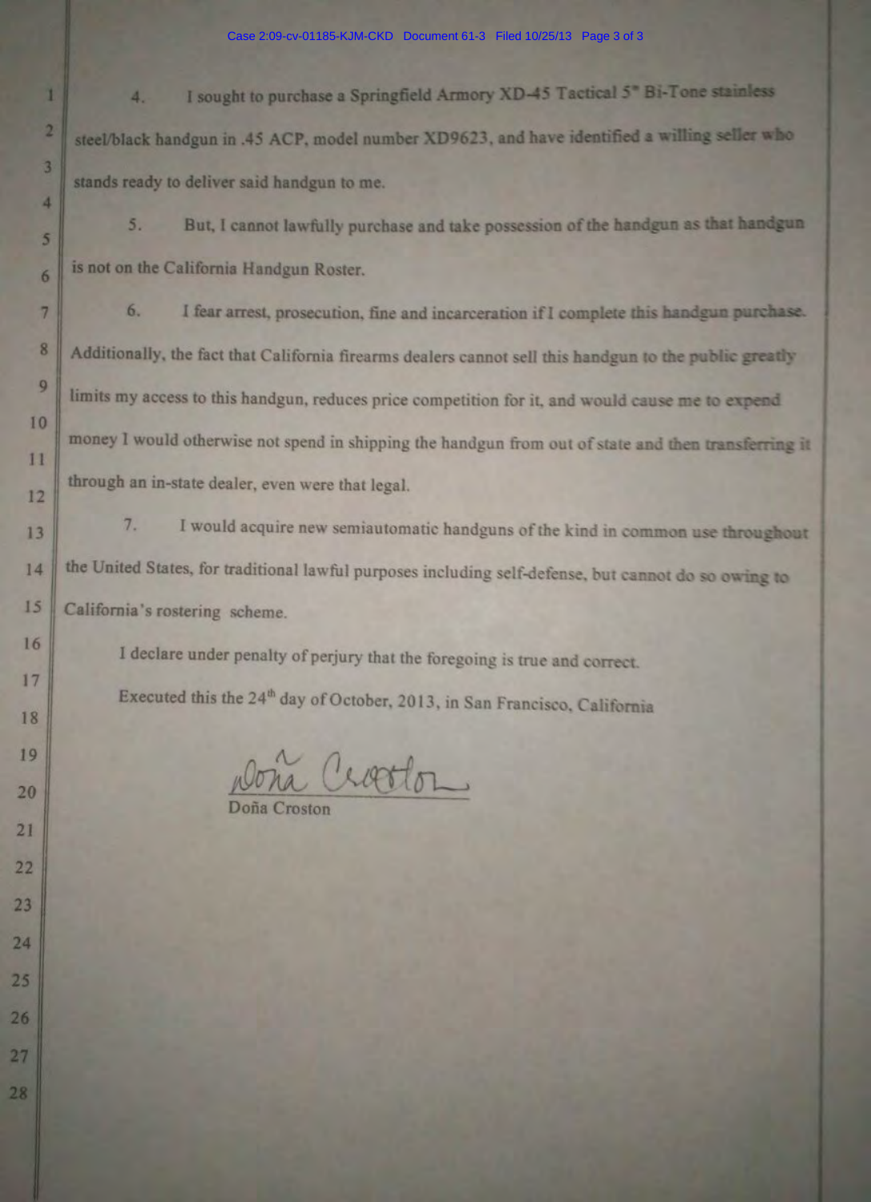4. I sought to purchase a Springfield Armory XD-45 Tactical 5" Bi-Tone stainless steel/black handgun in .45 ACP, model number XD9623, and have identified a willing seller who stands ready to deliver said handgun to me.

5. But, I cannot lawfully purchase and take possession of the handgun as that handgun is not on the California Handgun Roster.

6. I fear arrest, prosecution, fine and incarceration if I complete this handgun purchase. Additionally, the fact that California firearms dealers cannot sell this handgun to the public greatly limits my access to this handgun, reduces price competition for it, and would cause me to expend money I would otherwise not spend in shipping the handgun from out of state and then transferring it through an in-state dealer, even were that legal.

7. I would acquire new semiautomatic handguns of the kind in common use throughout the United States, for traditional lawful purposes including self-defense, but cannot do so owing to California's rostering scheme.

I declare under penalty of perjury that the foregoing is true and correct.

Executed this the 24th day of October, 2013, in San Francisco, California

Doña Croston

Doña Croston